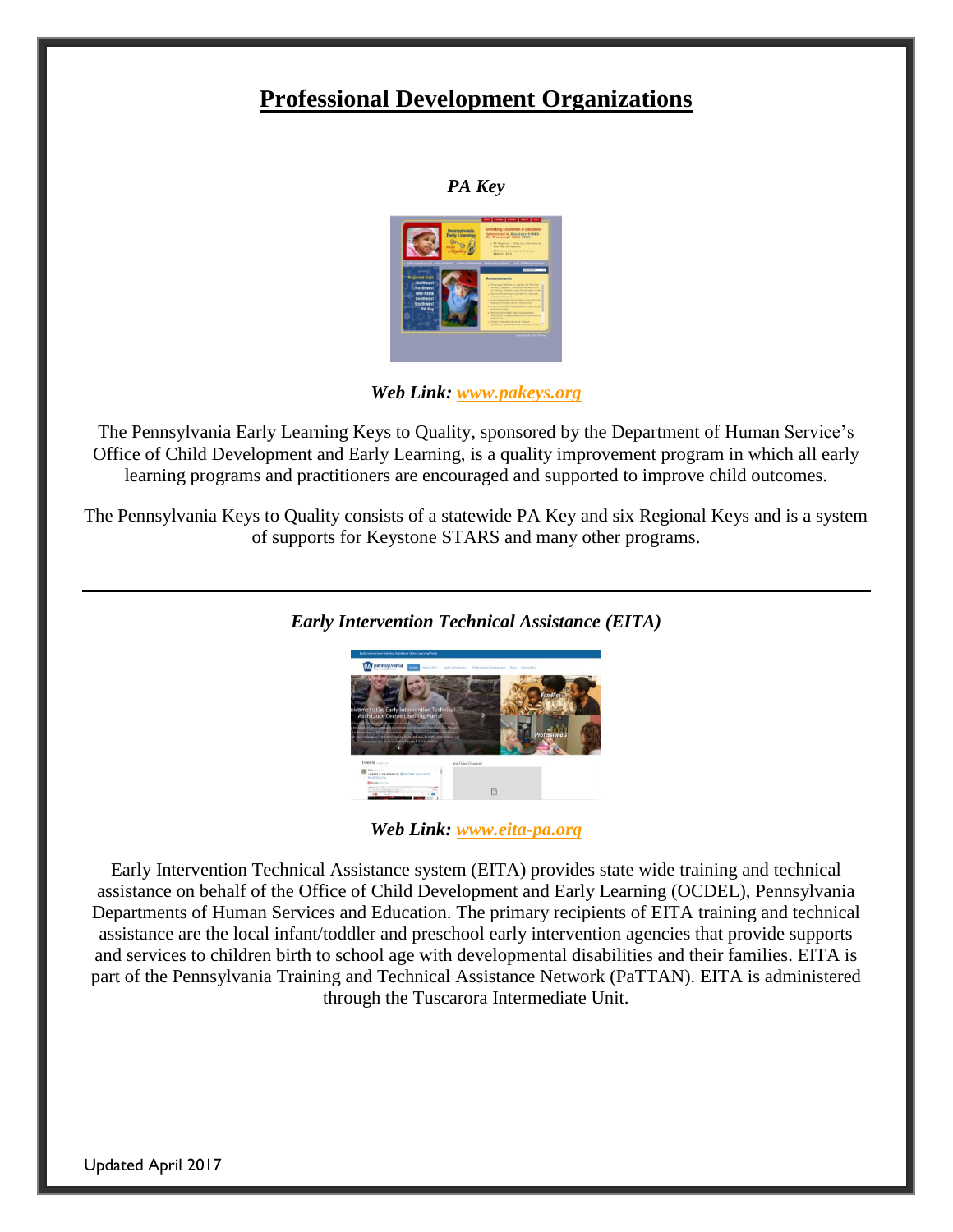# Professional Development Organizations

***PA Key***

***Web Link:*** [***www.pakeys.org***](http://www.pakeys.org)

The Pennsylvania Early Learning Keys to Quality, sponsored by the Department of Human Service's Office of Child Development and Early Learning, is a quality improvement program in which all early learning programs and practitioners are encouraged and supported to improve child outcomes.

The Pennsylvania Keys to Quality consists of a statewide PA Key and six Regional Keys and is a system of supports for Keystone STARS and many other programs.

---

***Early Intervention Technical Assistance (EITA)***

***Web Link:*** [***www.eita-pa.org***](http://www.eita-pa.org)

Early Intervention Technical Assistance system (EITA) provides state wide training and technical assistance on behalf of the Office of Child Development and Early Learning (OCDEL), Pennsylvania Departments of Human Services and Education. The primary recipients of EITA training and technical assistance are the local infant/toddler and preschool early intervention agencies that provide supports and services to children birth to school age with developmental disabilities and their families. EITA is part of the Pennsylvania Training and Technical Assistance Network (PaTTAN). EITA is administered through the Tuscarora Intermediate Unit.

Updated April 2017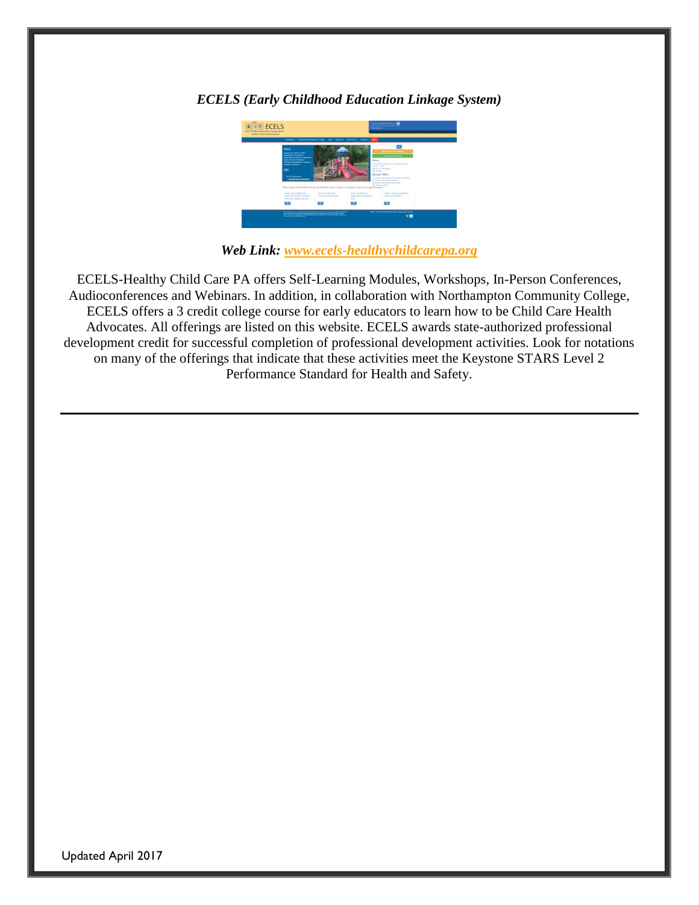*ECELS (Early Childhood Education Linkage System)*

***Web Link:*** ***[www.ecels-healthychildcarepa.org](http://www.ecels-healthychildcarepa.org)***

ECELS-Healthy Child Care PA offers Self-Learning Modules, Workshops, In-Person Conferences, Audioconferences and Webinars. In addition, in collaboration with Northampton Community College, ECELS offers a 3 credit college course for early educators to learn how to be Child Care Health Advocates. All offerings are listed on this website. ECELS awards state-authorized professional development credit for successful completion of professional development activities. Look for notations on many of the offerings that indicate that these activities meet the Keystone STARS Level 2 Performance Standard for Health and Safety.

---

Updated April 2017